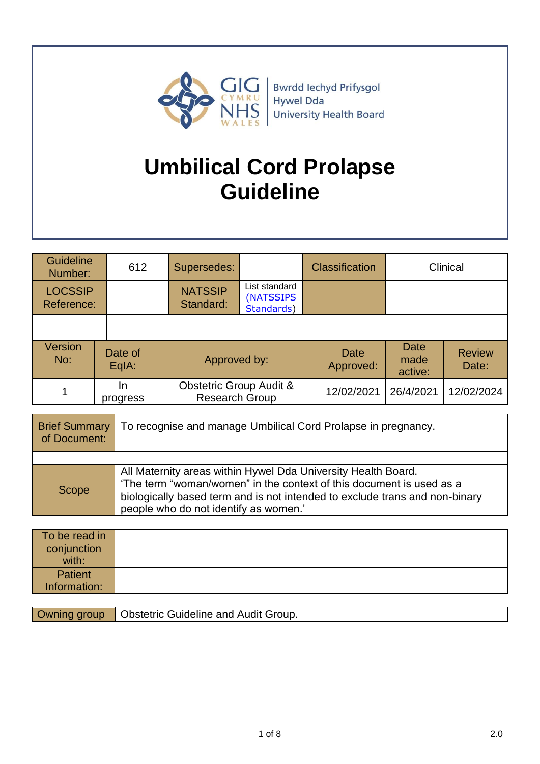Bwrdd Iechyd Prifysgol Hywel Dda University Health Board

# Umbilical Cord Prolapse Guideline

| Guideline Number: | 612 | Supersedes: | | Classification | Clinical |
|---|---|---|---|---|---|
| LOCSSIP Reference: | | NATSSIP Standard: | List standard (NATSSIPS Standards) | | |
| | | | | | |

| Version No: | Date of EqIA: | Approved by: | Date Approved: | Date made active: | Review Date: |
|---|---|---|---|---|---|
| 1 | In progress | Obstetric Group Audit & Research Group | 12/02/2021 | 26/4/2021 | 12/02/2024 |

| | |
|---|---|
| Brief Summary of Document: | To recognise and manage Umbilical Cord Prolapse in pregnancy. |
| | |
| Scope | All Maternity areas within Hywel Dda University Health Board. 'The term "woman/women" in the context of this document is used as a biologically based term and is not intended to exclude trans and non-binary people who do not identify as women.' |

| | |
|---|---|
| To be read in conjunction with: | |
| Patient Information: | |

| | |
|---|---|
| Owning group | Obstetric Guideline and Audit Group. |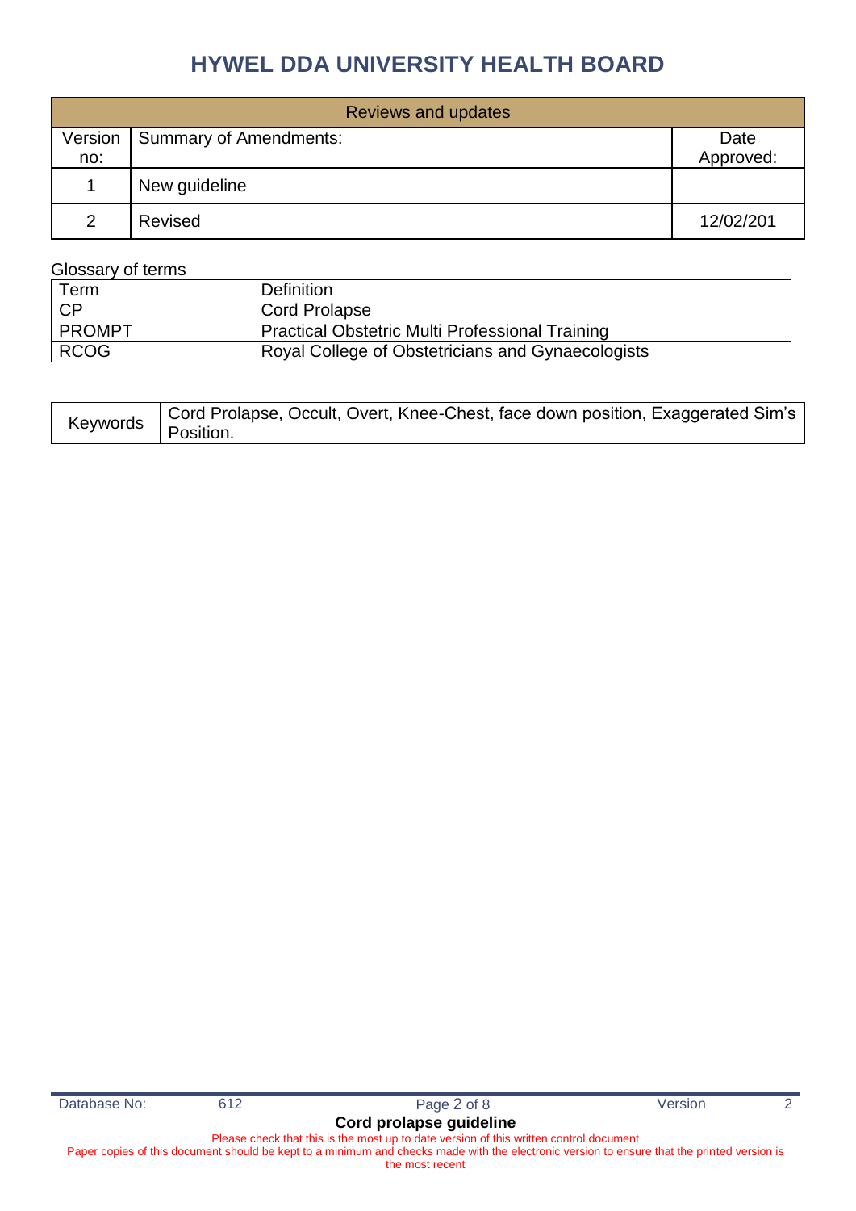# HYWEL DDA UNIVERSITY HEALTH BOARD

| Reviews and updates | | |
|---|---|---|
| Version no: | Summary of Amendments: | Date Approved: |
| 1 | New guideline | |
| 2 | Revised | 12/02/201 |

Glossary of terms

| Term | Definition |
|---|---|
| CP | Cord Prolapse |
| PROMPT | Practical Obstetric Multi Professional Training |
| RCOG | Royal College of Obstetricians and Gynaecologists |

| Keywords | Cord Prolapse, Occult, Overt, Knee-Chest, face down position, Exaggerated Sim's Position. |
|---|---|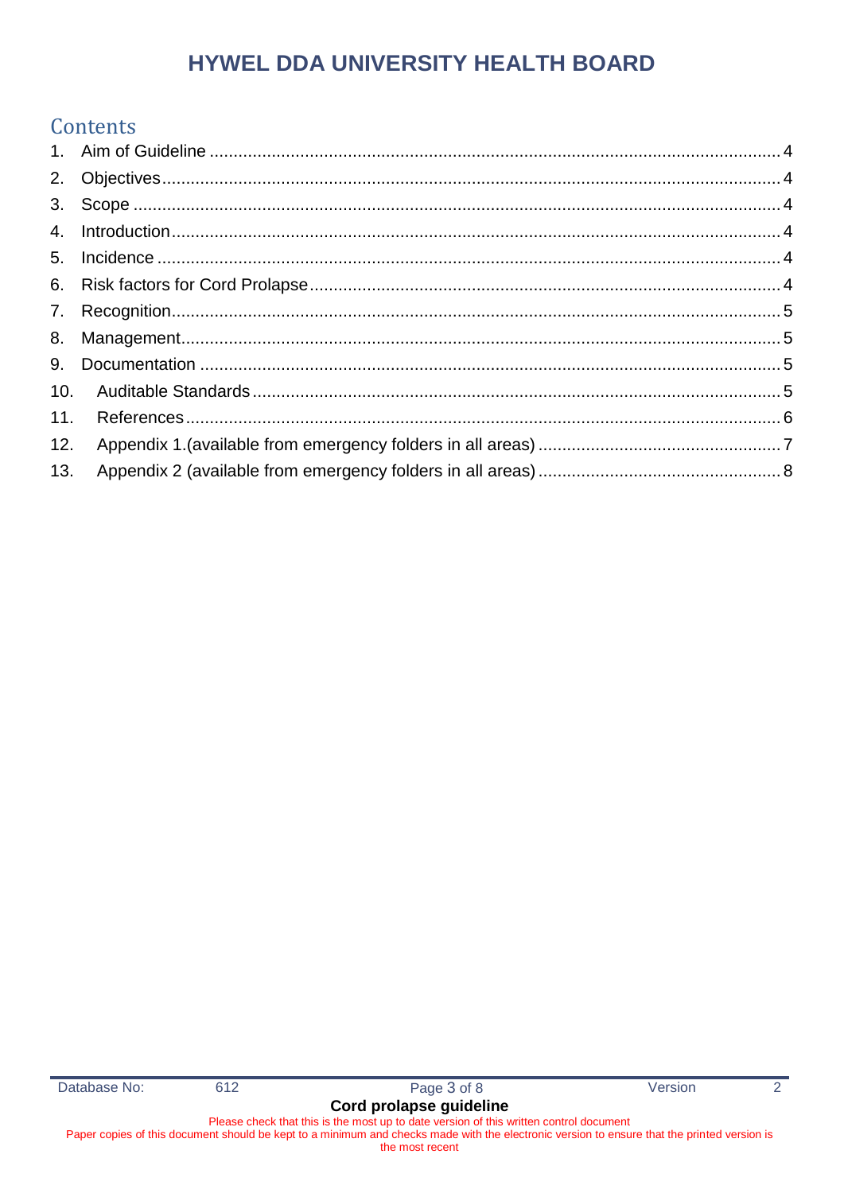## Contents

1. Aim of Guideline ........................................................................................................ 4
2. Objectives .................................................................................................................. 4
3. Scope ......................................................................................................................... 4
4. Introduction ................................................................................................................ 4
5. Incidence ................................................................................................................... 4
6. Risk factors for Cord Prolapse ................................................................................... 4
7. Recognition ................................................................................................................ 5
8. Management .............................................................................................................. 5
9. Documentation ........................................................................................................... 5
10. Auditable Standards ................................................................................................ 5
11. References .............................................................................................................. 6
12. Appendix 1.(available from emergency folders in all areas) .................................... 7
13. Appendix 2 (available from emergency folders in all areas) .................................... 8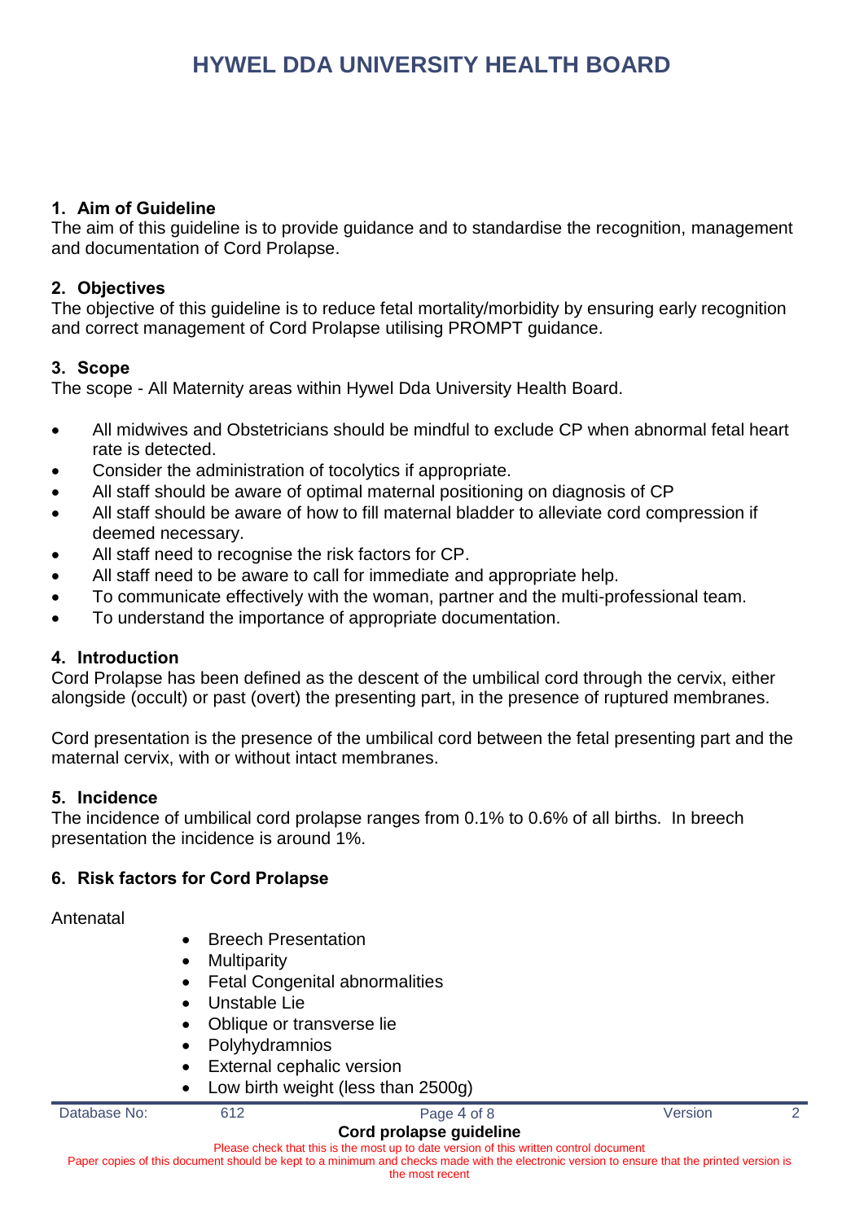## 1. Aim of Guideline

The aim of this guideline is to provide guidance and to standardise the recognition, management and documentation of Cord Prolapse.

## 2. Objectives

The objective of this guideline is to reduce fetal mortality/morbidity by ensuring early recognition and correct management of Cord Prolapse utilising PROMPT guidance.

## 3. Scope

The scope - All Maternity areas within Hywel Dda University Health Board.

- All midwives and Obstetricians should be mindful to exclude CP when abnormal fetal heart rate is detected.
- Consider the administration of tocolytics if appropriate.
- All staff should be aware of optimal maternal positioning on diagnosis of CP
- All staff should be aware of how to fill maternal bladder to alleviate cord compression if deemed necessary.
- All staff need to recognise the risk factors for CP.
- All staff need to be aware to call for immediate and appropriate help.
- To communicate effectively with the woman, partner and the multi-professional team.
- To understand the importance of appropriate documentation.

## 4. Introduction

Cord Prolapse has been defined as the descent of the umbilical cord through the cervix, either alongside (occult) or past (overt) the presenting part, in the presence of ruptured membranes.

Cord presentation is the presence of the umbilical cord between the fetal presenting part and the maternal cervix, with or without intact membranes.

## 5. Incidence

The incidence of umbilical cord prolapse ranges from 0.1% to 0.6% of all births. In breech presentation the incidence is around 1%.

## 6. Risk factors for Cord Prolapse

Antenatal

- Breech Presentation
- Multiparity
- Fetal Congenital abnormalities
- Unstable Lie
- Oblique or transverse lie
- Polyhydramnios
- External cephalic version
- Low birth weight (less than 2500g)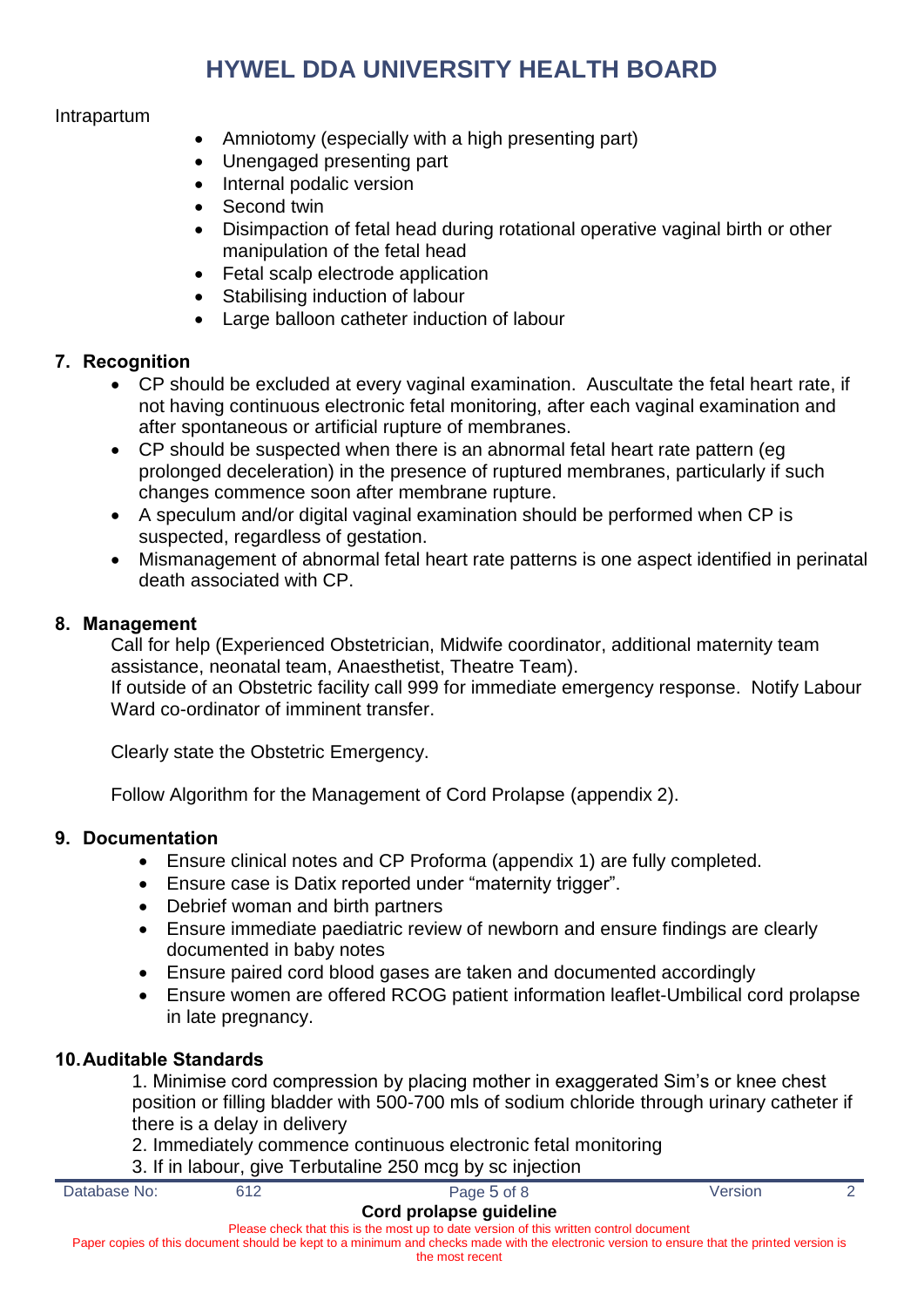Intrapartum

- Amniotomy (especially with a high presenting part)
- Unengaged presenting part
- Internal podalic version
- Second twin
- Disimpaction of fetal head during rotational operative vaginal birth or other manipulation of the fetal head
- Fetal scalp electrode application
- Stabilising induction of labour
- Large balloon catheter induction of labour

## 7. Recognition

- CP should be excluded at every vaginal examination.  Auscultate the fetal heart rate, if not having continuous electronic fetal monitoring, after each vaginal examination and after spontaneous or artificial rupture of membranes.
- CP should be suspected when there is an abnormal fetal heart rate pattern (eg prolonged deceleration) in the presence of ruptured membranes, particularly if such changes commence soon after membrane rupture.
- A speculum and/or digital vaginal examination should be performed when CP is suspected, regardless of gestation.
- Mismanagement of abnormal fetal heart rate patterns is one aspect identified in perinatal death associated with CP.

## 8. Management

Call for help (Experienced Obstetrician, Midwife coordinator, additional maternity team assistance, neonatal team, Anaesthetist, Theatre Team).
If outside of an Obstetric facility call 999 for immediate emergency response.  Notify Labour Ward co-ordinator of imminent transfer.

Clearly state the Obstetric Emergency.

Follow Algorithm for the Management of Cord Prolapse (appendix 2).

## 9. Documentation

- Ensure clinical notes and CP Proforma (appendix 1) are fully completed.
- Ensure case is Datix reported under "maternity trigger".
- Debrief woman and birth partners
- Ensure immediate paediatric review of newborn and ensure findings are clearly documented in baby notes
- Ensure paired cord blood gases are taken and documented accordingly
- Ensure women are offered RCOG patient information leaflet-Umbilical cord prolapse in late pregnancy.

## 10. Auditable Standards

1. Minimise cord compression by placing mother in exaggerated Sim's or knee chest position or filling bladder with 500-700 mls of sodium chloride through urinary catheter if there is a delay in delivery
2. Immediately commence continuous electronic fetal monitoring
3. If in labour, give Terbutaline 250 mcg by sc injection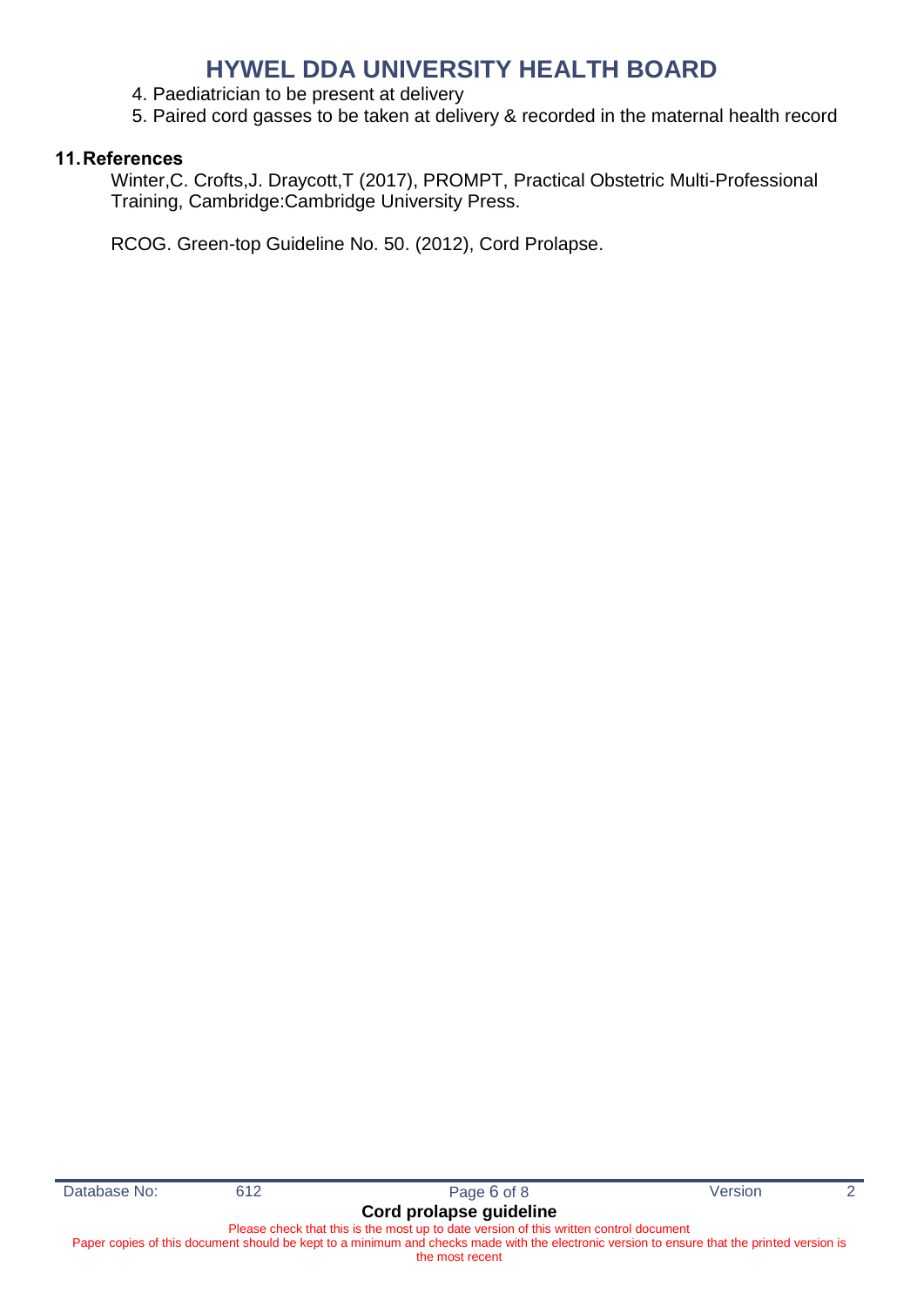4. Paediatrician to be present at delivery
5. Paired cord gasses to be taken at delivery & recorded in the maternal health record

## 11. References

Winter,C. Crofts,J. Draycott,T (2017), PROMPT, Practical Obstetric Multi-Professional Training, Cambridge:Cambridge University Press.

RCOG. Green-top Guideline No. 50. (2012), Cord Prolapse.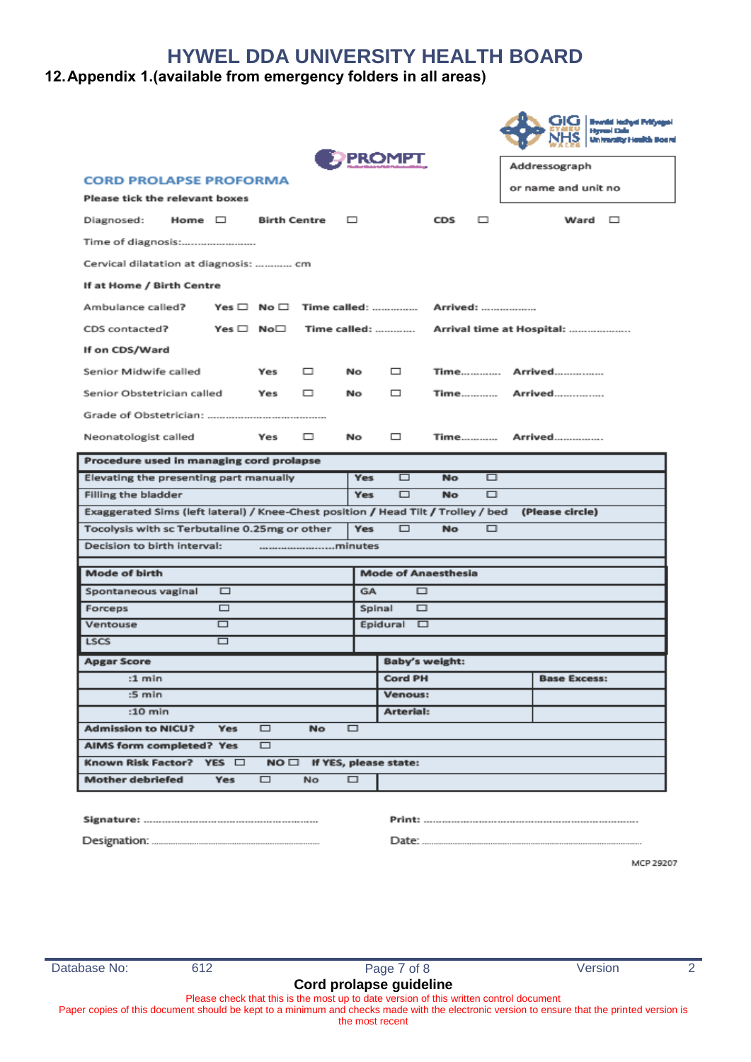# HYWEL DDA UNIVERSITY HEALTH BOARD

## 12. Appendix 1.(available from emergency folders in all areas)

GIG CYMRU NHS WALES Bwrdd Iechyd Prifysgol Hywel Dda University Health Board

PROMPT

**CORD PROLAPSE PROFORMA**

Addressograph

or name and unit no

**Please tick the relevant boxes**

Diagnosed: **Home** ☐ **Birth Centre** ☐ **CDS** ☐ **Ward** ☐

Time of diagnosis:.......................

Cervical dilatation at diagnosis: ............ cm

**If at Home / Birth Centre**

Ambulance called? **Yes** ☐ **No** ☐ **Time called:** ............... **Arrived:** .................

CDS contacted? **Yes** ☐ **No**☐ **Time called:** ............ **Arrival time at Hospital:** ....................

**If on CDS/Ward**

Senior Midwife called **Yes** ☐ **No** ☐ **Time**............ **Arrived**...............

Senior Obstetrician called **Yes** ☐ **No** ☐ **Time**........... **Arrived**...............

Grade of Obstetrician: ........................................

Neonatologist called **Yes** ☐ **No** ☐ **Time**........... **Arrived**...............

| **Procedure used in managing cord prolapse** | | |
|---|---|---|
| Elevating the presenting part manually | **Yes** ☐ | **No** ☐ |
| Filling the bladder | **Yes** ☐ | **No** ☐ |
| Exaggerated Sims (left lateral) / Knee-Chest position / Head Tilt / Trolley / bed **(Please circle)** | | |
| Tocolysis with sc Terbutaline 0.25mg or other | **Yes** ☐ | **No** ☐ |
| Decision to birth interval: ......................minutes | | |

| **Mode of birth** | **Mode of Anaesthesia** |
|---|---|
| Spontaneous vaginal ☐ | GA ☐ |
| Forceps ☐ | Spinal ☐ |
| Ventouse ☐ | Epidural ☐ |
| LSCS ☐ | |

| **Apgar Score** | **Baby's weight:** | |
|---|---|---|
| :1 min | **Cord PH** | **Base Excess:** |
| :5 min | **Venous:** | |
| :10 min | **Arterial:** | |
| **Admission to NICU?** **Yes** ☐ **No** ☐ | | |
| **AIMS form completed? Yes** ☐ | | |
| **Known Risk Factor? YES** ☐ **NO** ☐ **If YES, please state:** | | |
| **Mother debriefed Yes** ☐ No ☐ | | |

**Signature:** ........................................................... **Print:** ............................................................................

Designation: ........................................................... Date: ............................................................................

MCP 29207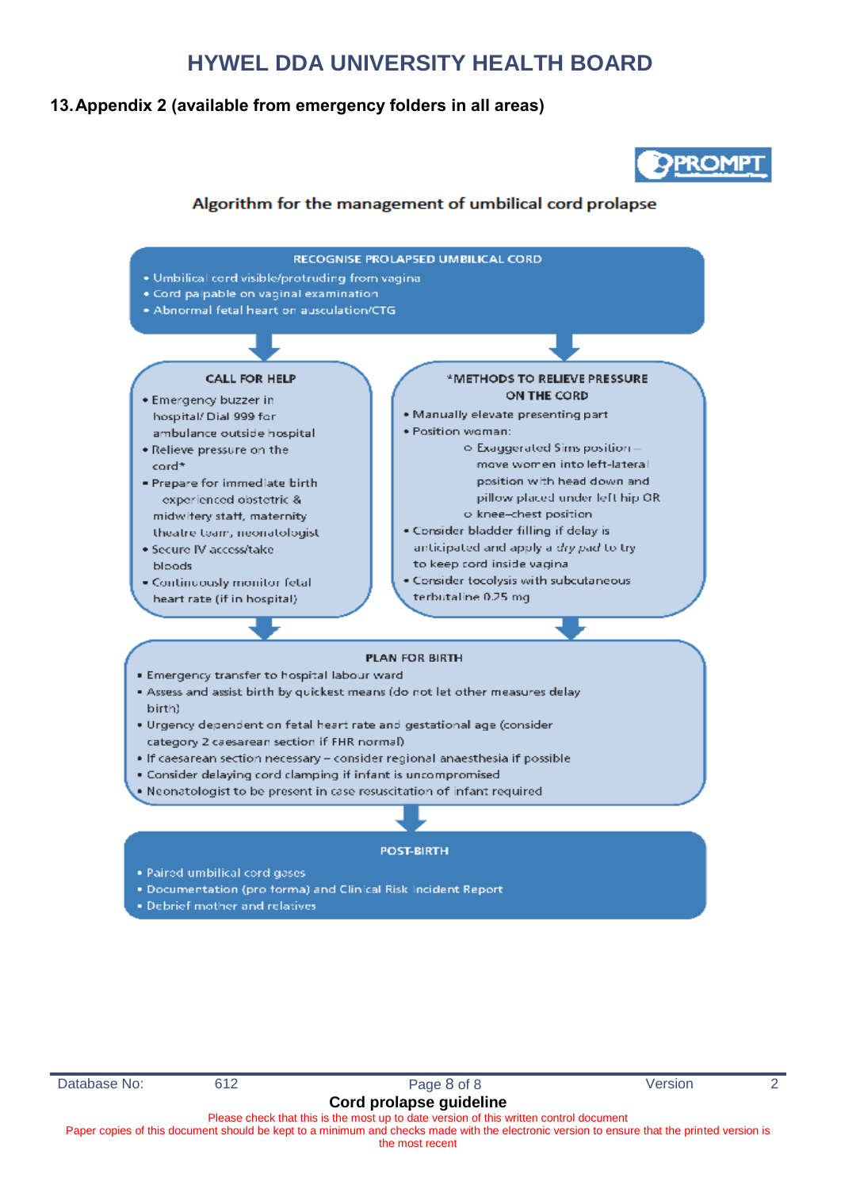## 13. Appendix 2 (available from emergency folders in all areas)

PROMPT

### Algorithm for the management of umbilical cord prolapse

**RECOGNISE PROLAPSED UMBILICAL CORD**

- Umbilical cord visible/protruding from vagina
- Cord palpable on vaginal examination
- Abnormal fetal heart on auscultation/CTG

**CALL FOR HELP**

- Emergency buzzer in hospital/ Dial 999 for ambulance outside hospital
- Relieve pressure on the cord*
- Prepare for immediate birth experienced obstetric & midwifery staff, maternity theatre team, neonatologist
- Secure IV access/take bloods
- Continuously monitor fetal heart rate (if in hospital)

**\*METHODS TO RELIEVE PRESSURE ON THE CORD**

- Manually elevate presenting part
- Position woman:
  - Exaggerated Sims position – move women into left-lateral position with head down and pillow placed under left hip OR
  - knee–chest position
- Consider bladder filling if delay is anticipated and apply a *dry pad* to try to keep cord inside vagina
- Consider tocolysis with subcutaneous terbutaline 0.25 mg

**PLAN FOR BIRTH**

- Emergency transfer to hospital labour ward
- Assess and assist birth by quickest means (do not let other measures delay birth)
- Urgency dependent on fetal heart rate and gestational age (consider category 2 caesarean section if FHR normal)
- If caesarean section necessary – consider regional anaesthesia if possible
- Consider delaying cord clamping if infant is uncompromised
- Neonatologist to be present in case resuscitation of infant required

**POST-BIRTH**

- Paired umbilical cord gases
- Documentation (pro forma) and Clinical Risk Incident Report
- Debrief mother and relatives